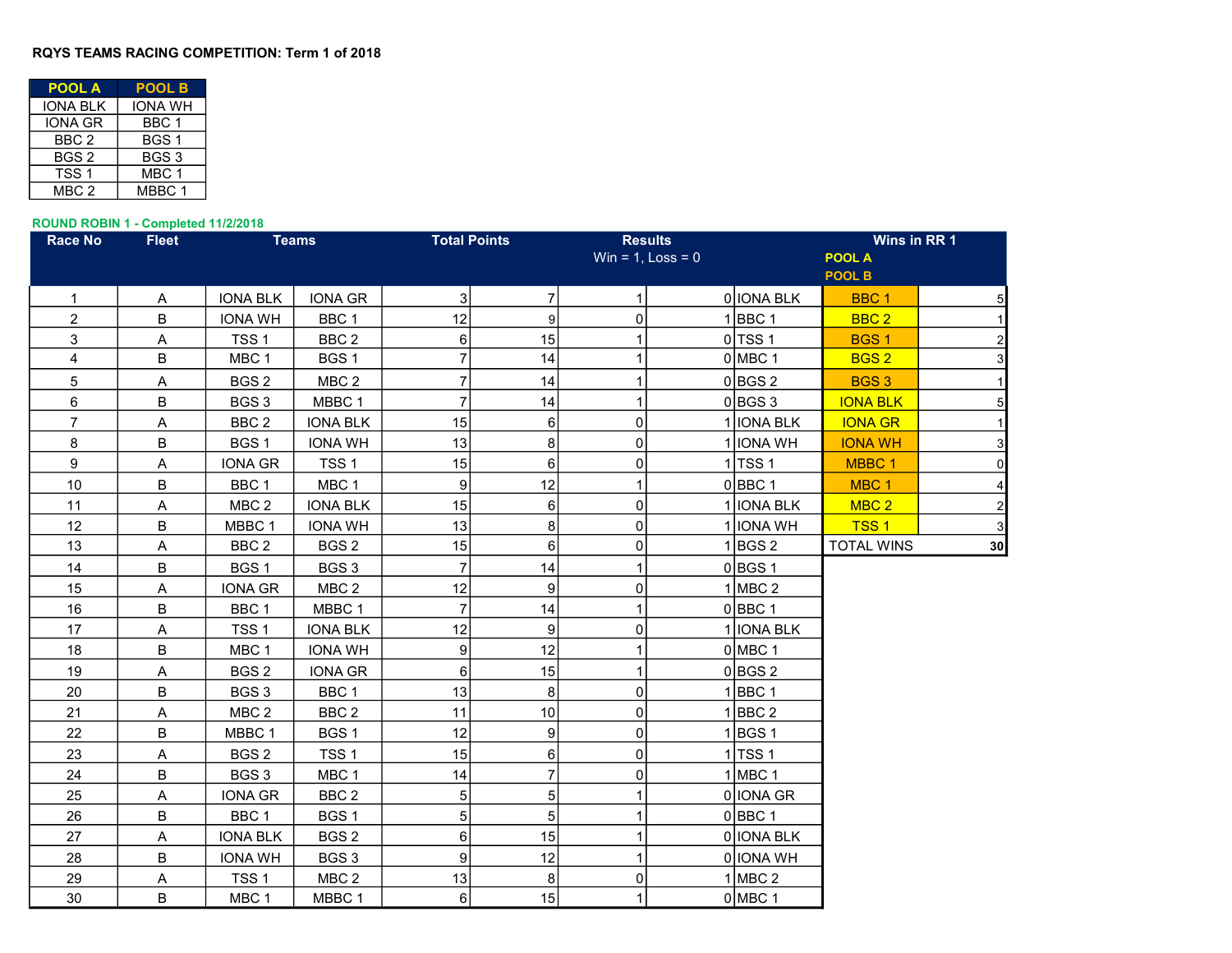**RQYS TEAMS RACING COMPETITION: Term 1 of 2018**

| POOL A | POOL B |
|---|---|
| IONA BLK | IONA WH |
| IONA GR | BBC 1 |
| BBC 2 | BGS 1 |
| BGS 2 | BGS 3 |
| TSS 1 | MBC 1 |
| MBC 2 | MBBC 1 |

**ROUND ROBIN 1 - Completed 11/2/2018**

| Race No | Fleet | Teams | | Total Points | | Results Win = 1, Loss = 0 | | | Wins in RR 1 POOL A POOL B | |
|---|---|---|---|---|---|---|---|---|---|---|
| 1 | A | IONA BLK | IONA GR | 3 | 7 | 1 | 0 | IONA BLK | BBC 1 | 5 |
| 2 | B | IONA WH | BBC 1 | 12 | 9 | 0 | 1 | BBC 1 | BBC 2 | 1 |
| 3 | A | TSS 1 | BBC 2 | 6 | 15 | 1 | 0 | TSS 1 | BGS 1 | 2 |
| 4 | B | MBC 1 | BGS 1 | 7 | 14 | 1 | 0 | MBC 1 | BGS 2 | 3 |
| 5 | A | BGS 2 | MBC 2 | 7 | 14 | 1 | 0 | BGS 2 | BGS 3 | 1 |
| 6 | B | BGS 3 | MBBC 1 | 7 | 14 | 1 | 0 | BGS 3 | IONA BLK | 5 |
| 7 | A | BBC 2 | IONA BLK | 15 | 6 | 0 | 1 | IONA BLK | IONA GR | 1 |
| 8 | B | BGS 1 | IONA WH | 13 | 8 | 0 | 1 | IONA WH | IONA WH | 3 |
| 9 | A | IONA GR | TSS 1 | 15 | 6 | 0 | 1 | TSS 1 | MBBC 1 | 0 |
| 10 | B | BBC 1 | MBC 1 | 9 | 12 | 1 | 0 | BBC 1 | MBC 1 | 4 |
| 11 | A | MBC 2 | IONA BLK | 15 | 6 | 0 | 1 | IONA BLK | MBC 2 | 2 |
| 12 | B | MBBC 1 | IONA WH | 13 | 8 | 0 | 1 | IONA WH | TSS 1 | 3 |
| 13 | A | BBC 2 | BGS 2 | 15 | 6 | 0 | 1 | BGS 2 | TOTAL WINS | 30 |
| 14 | B | BGS 1 | BGS 3 | 7 | 14 | 1 | 0 | BGS 1 | | |
| 15 | A | IONA GR | MBC 2 | 12 | 9 | 0 | 1 | MBC 2 | | |
| 16 | B | BBC 1 | MBBC 1 | 7 | 14 | 1 | 0 | BBC 1 | | |
| 17 | A | TSS 1 | IONA BLK | 12 | 9 | 0 | 1 | IONA BLK | | |
| 18 | B | MBC 1 | IONA WH | 9 | 12 | 1 | 0 | MBC 1 | | |
| 19 | A | BGS 2 | IONA GR | 6 | 15 | 1 | 0 | BGS 2 | | |
| 20 | B | BGS 3 | BBC 1 | 13 | 8 | 0 | 1 | BBC 1 | | |
| 21 | A | MBC 2 | BBC 2 | 11 | 10 | 0 | 1 | BBC 2 | | |
| 22 | B | MBBC 1 | BGS 1 | 12 | 9 | 0 | 1 | BGS 1 | | |
| 23 | A | BGS 2 | TSS 1 | 15 | 6 | 0 | 1 | TSS 1 | | |
| 24 | B | BGS 3 | MBC 1 | 14 | 7 | 0 | 1 | MBC 1 | | |
| 25 | A | IONA GR | BBC 2 | 5 | 5 | 1 | 0 | IONA GR | | |
| 26 | B | BBC 1 | BGS 1 | 5 | 5 | 1 | 0 | BBC 1 | | |
| 27 | A | IONA BLK | BGS 2 | 6 | 15 | 1 | 0 | IONA BLK | | |
| 28 | B | IONA WH | BGS 3 | 9 | 12 | 1 | 0 | IONA WH | | |
| 29 | A | TSS 1 | MBC 2 | 13 | 8 | 0 | 1 | MBC 2 | | |
| 30 | B | MBC 1 | MBBC 1 | 6 | 15 | 1 | 0 | MBC 1 | | |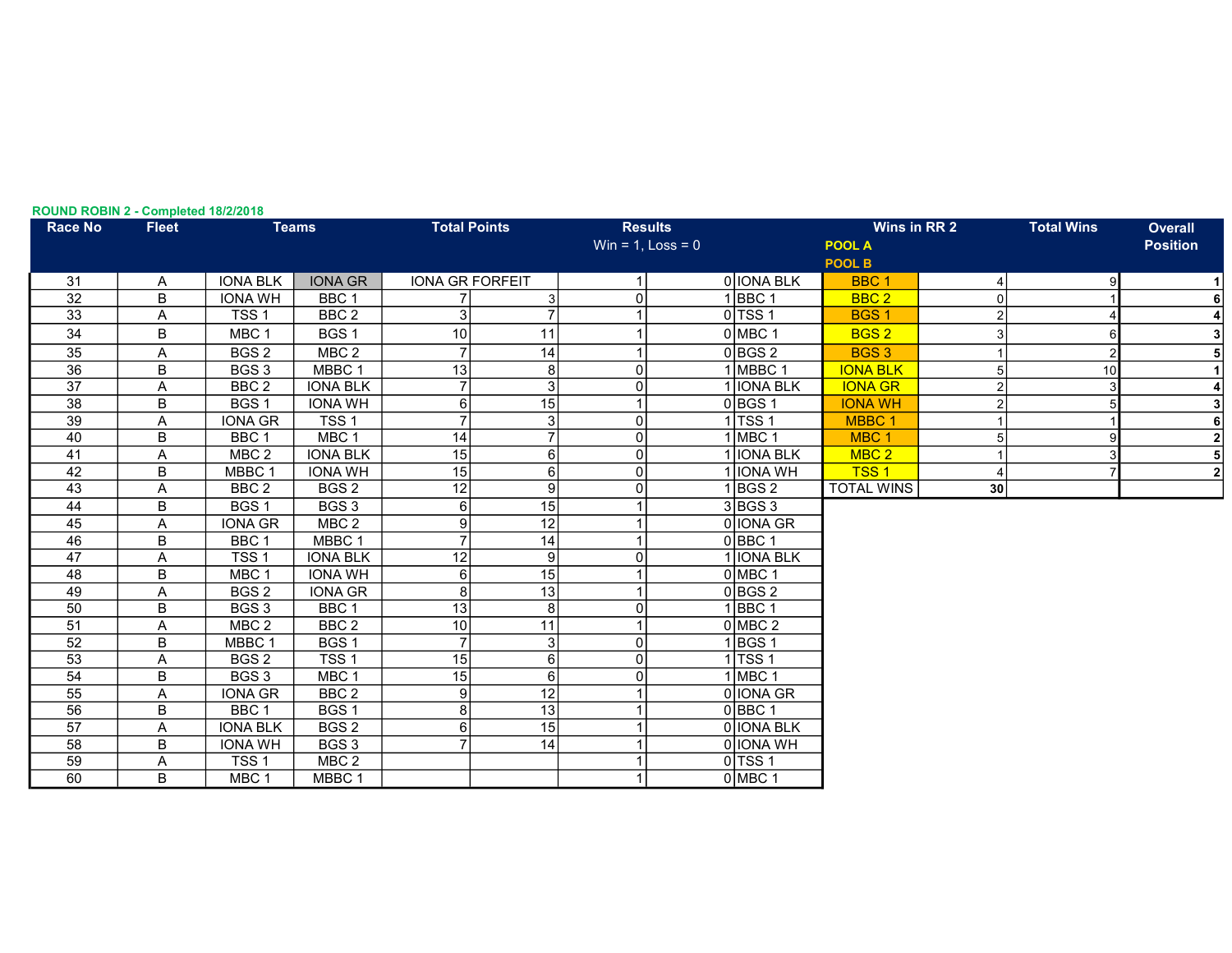**ROUND ROBIN 2 - Completed 18/2/2018**

| Race No | Fleet | Teams | | Total Points | | Results Win = 1, Loss = 0 | | | Wins in RR 2 POOL A POOL B | | Total Wins | Overall Position |
|---|---|---|---|---|---|---|---|---|---|---|---|---|
| 31 | A | IONA BLK | IONA GR | IONA GR FORFEIT | | 1 | 0 | IONA BLK | BBC 1 | 4 | 9 | 1 |
| 32 | B | IONA WH | BBC 1 | 7 | 3 | 0 | 1 | BBC 1 | BBC 2 | 0 | 1 | 6 |
| 33 | A | TSS 1 | BBC 2 | 3 | 7 | 1 | 0 | TSS 1 | BGS 1 | 2 | 4 | 4 |
| 34 | B | MBC 1 | BGS 1 | 10 | 11 | 1 | 0 | MBC 1 | BGS 2 | 3 | 6 | 3 |
| 35 | A | BGS 2 | MBC 2 | 7 | 14 | 1 | 0 | BGS 2 | BGS 3 | 1 | 2 | 5 |
| 36 | B | BGS 3 | MBBC 1 | 13 | 8 | 0 | 1 | MBBC 1 | IONA BLK | 5 | 10 | 1 |
| 37 | A | BBC 2 | IONA BLK | 7 | 3 | 0 | 1 | IONA BLK | IONA GR | 2 | 3 | 4 |
| 38 | B | BGS 1 | IONA WH | 6 | 15 | 1 | 0 | BGS 1 | IONA WH | 2 | 5 | 3 |
| 39 | A | IONA GR | TSS 1 | 7 | 3 | 0 | 1 | TSS 1 | MBBC 1 | 1 | 1 | 6 |
| 40 | B | BBC 1 | MBC 1 | 14 | 7 | 0 | 1 | MBC 1 | MBC 1 | 5 | 9 | 2 |
| 41 | A | MBC 2 | IONA BLK | 15 | 6 | 0 | 1 | IONA BLK | MBC 2 | 1 | 3 | 5 |
| 42 | B | MBBC 1 | IONA WH | 15 | 6 | 0 | 1 | IONA WH | TSS 1 | 4 | 7 | 2 |
| 43 | A | BBC 2 | BGS 2 | 12 | 9 | 0 | 1 | BGS 2 | TOTAL WINS | 30 | | |
| 44 | B | BGS 1 | BGS 3 | 6 | 15 | 1 | 3 | BGS 3 | | | | |
| 45 | A | IONA GR | MBC 2 | 9 | 12 | 1 | 0 | IONA GR | | | | |
| 46 | B | BBC 1 | MBBC 1 | 7 | 14 | 1 | 0 | BBC 1 | | | | |
| 47 | A | TSS 1 | IONA BLK | 12 | 9 | 0 | 1 | IONA BLK | | | | |
| 48 | B | MBC 1 | IONA WH | 6 | 15 | 1 | 0 | MBC 1 | | | | |
| 49 | A | BGS 2 | IONA GR | 8 | 13 | 1 | 0 | BGS 2 | | | | |
| 50 | B | BGS 3 | BBC 1 | 13 | 8 | 0 | 1 | BBC 1 | | | | |
| 51 | A | MBC 2 | BBC 2 | 10 | 11 | 1 | 0 | MBC 2 | | | | |
| 52 | B | MBBC 1 | BGS 1 | 7 | 3 | 0 | 1 | BGS 1 | | | | |
| 53 | A | BGS 2 | TSS 1 | 15 | 6 | 0 | 1 | TSS 1 | | | | |
| 54 | B | BGS 3 | MBC 1 | 15 | 6 | 0 | 1 | MBC 1 | | | | |
| 55 | A | IONA GR | BBC 2 | 9 | 12 | 1 | 0 | IONA GR | | | | |
| 56 | B | BBC 1 | BGS 1 | 8 | 13 | 1 | 0 | BBC 1 | | | | |
| 57 | A | IONA BLK | BGS 2 | 6 | 15 | 1 | 0 | IONA BLK | | | | |
| 58 | B | IONA WH | BGS 3 | 7 | 14 | 1 | 0 | IONA WH | | | | |
| 59 | A | TSS 1 | MBC 2 | | | 1 | 0 | TSS 1 | | | | |
| 60 | B | MBC 1 | MBBC 1 | | | 1 | 0 | MBC 1 | | | | |